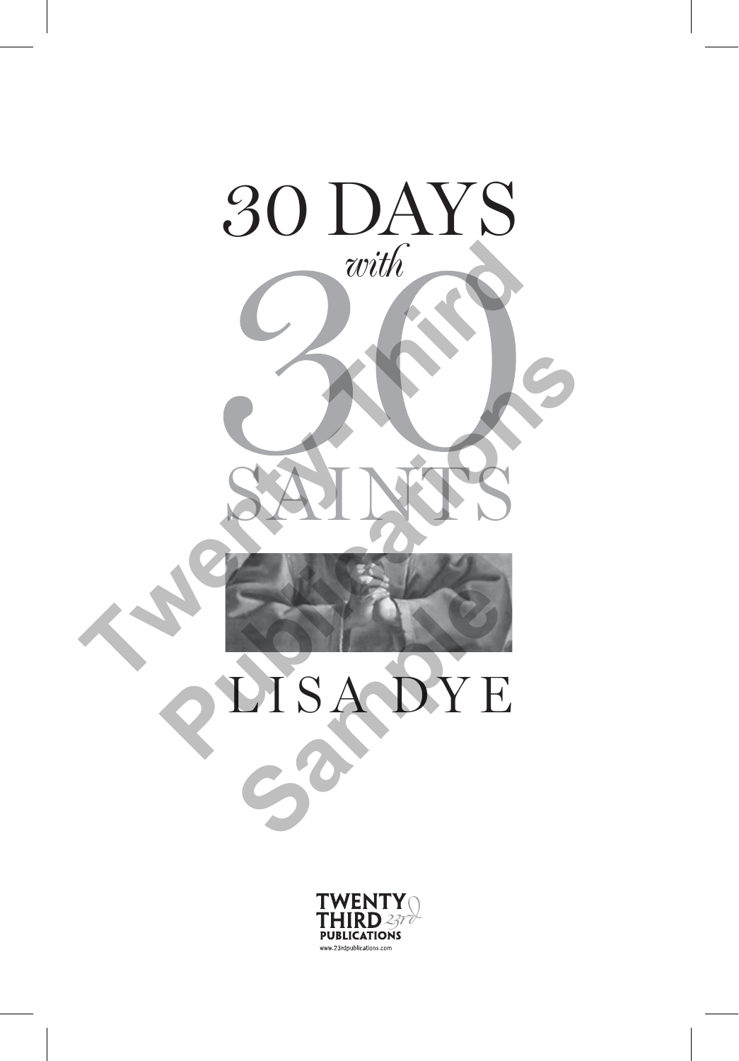# 30 DAYS *with* 30 SAINTS

LISA DYE

TWENTY THIRD PUBLICATIONS
www.23rdpublications.com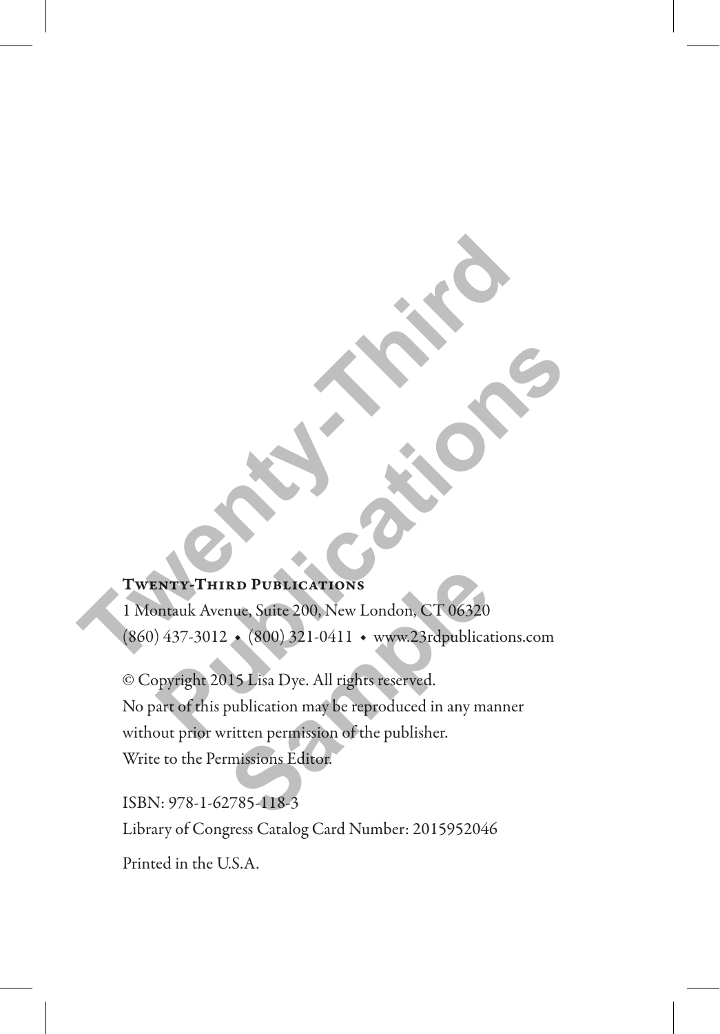**Twenty-Third Publications**
1 Montauk Avenue, Suite 200, New London, CT 06320
(860) 437-3012 • (800) 321-0411 • www.23rdpublications.com

© Copyright 2015 Lisa Dye. All rights reserved.
No part of this publication may be reproduced in any manner
without prior written permission of the publisher.
Write to the Permissions Editor.

ISBN: 978-1-62785-118-3
Library of Congress Catalog Card Number: 2015952046

Printed in the U.S.A.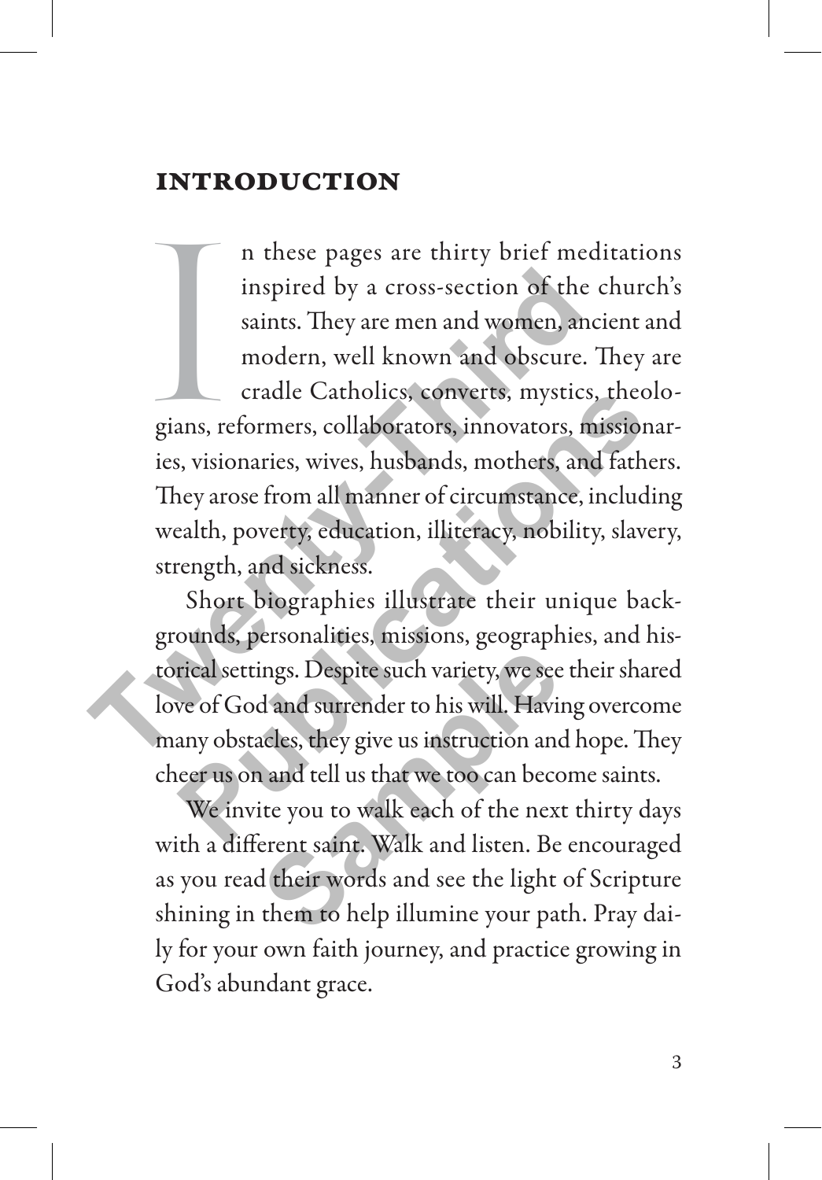## INTRODUCTION

In these pages are thirty brief meditations inspired by a cross-section of the church's saints. They are men and women, ancient and modern, well known and obscure. They are cradle Catholics, converts, mystics, theologians, reformers, collaborators, innovators, missionaries, visionaries, wives, husbands, mothers, and fathers. They arose from all manner of circumstance, including wealth, poverty, education, illiteracy, nobility, slavery, strength, and sickness.

Short biographies illustrate their unique backgrounds, personalities, missions, geographies, and historical settings. Despite such variety, we see their shared love of God and surrender to his will. Having overcome many obstacles, they give us instruction and hope. They cheer us on and tell us that we too can become saints.

We invite you to walk each of the next thirty days with a different saint. Walk and listen. Be encouraged as you read their words and see the light of Scripture shining in them to help illumine your path. Pray daily for your own faith journey, and practice growing in God's abundant grace.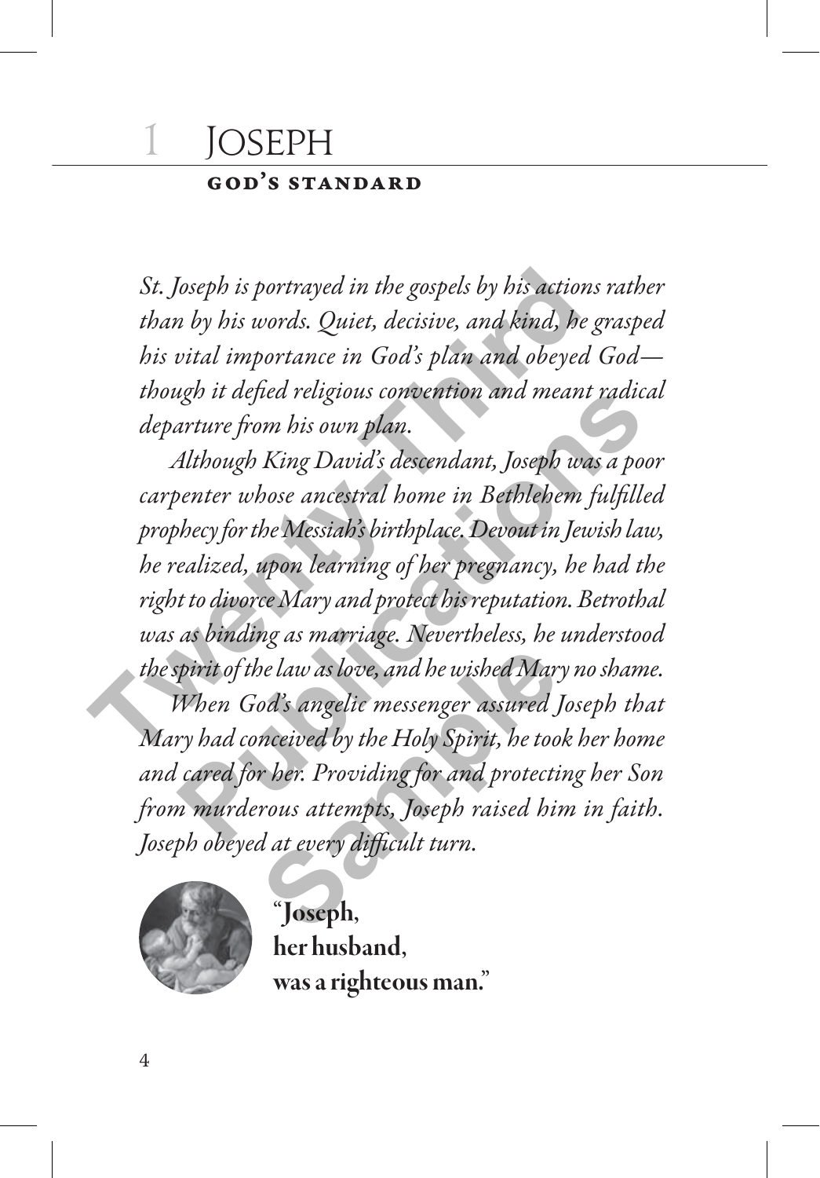# 1 Joseph

## God's Standard

*St. Joseph is portrayed in the gospels by his actions rather than by his words. Quiet, decisive, and kind, he grasped his vital importance in God's plan and obeyed God—though it defied religious convention and meant radical departure from his own plan.*

*Although King David's descendant, Joseph was a poor carpenter whose ancestral home in Bethlehem fulfilled prophecy for the Messiah's birthplace. Devout in Jewish law, he realized, upon learning of her pregnancy, he had the right to divorce Mary and protect his reputation. Betrothal was as binding as marriage. Nevertheless, he understood the spirit of the law as love, and he wished Mary no shame.*

*When God's angelic messenger assured Joseph that Mary had conceived by the Holy Spirit, he took her home and cared for her. Providing for and protecting her Son from murderous attempts, Joseph raised him in faith. Joseph obeyed at every difficult turn.*

**"Joseph, her husband, was a righteous man."**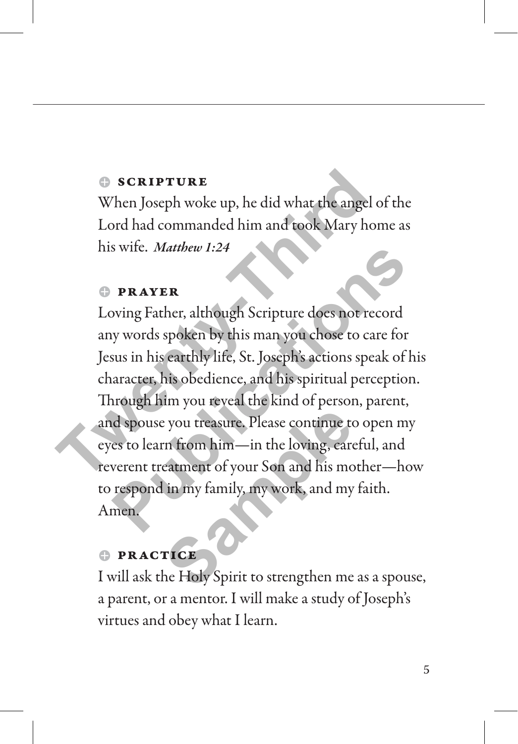### SCRIPTURE

When Joseph woke up, he did what the angel of the Lord had commanded him and took Mary home as his wife. *Matthew 1:24*

### PRAYER

Loving Father, although Scripture does not record any words spoken by this man you chose to care for Jesus in his earthly life, St. Joseph's actions speak of his character, his obedience, and his spiritual perception. Through him you reveal the kind of person, parent, and spouse you treasure. Please continue to open my eyes to learn from him—in the loving, careful, and reverent treatment of your Son and his mother—how to respond in my family, my work, and my faith. Amen.

### PRACTICE

I will ask the Holy Spirit to strengthen me as a spouse, a parent, or a mentor. I will make a study of Joseph's virtues and obey what I learn.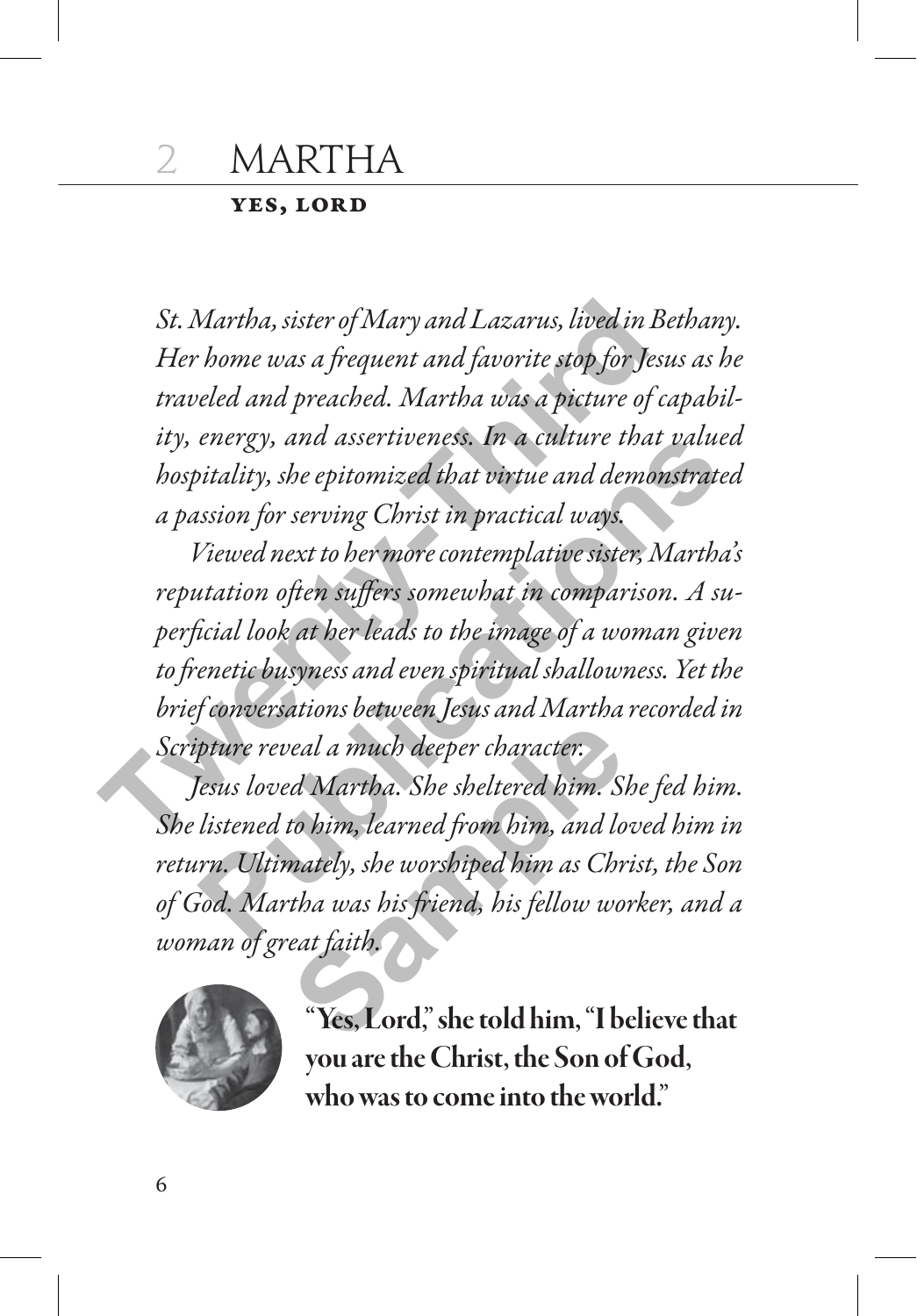# 2 MARTHA

## YES, LORD

*St. Martha, sister of Mary and Lazarus, lived in Bethany. Her home was a frequent and favorite stop for Jesus as he traveled and preached. Martha was a picture of capability, energy, and assertiveness. In a culture that valued hospitality, she epitomized that virtue and demonstrated a passion for serving Christ in practical ways.*

*Viewed next to her more contemplative sister, Martha's reputation often suffers somewhat in comparison. A superficial look at her leads to the image of a woman given to frenetic busyness and even spiritual shallowness. Yet the brief conversations between Jesus and Martha recorded in Scripture reveal a much deeper character.*

*Jesus loved Martha. She sheltered him. She fed him. She listened to him, learned from him, and loved him in return. Ultimately, she worshiped him as Christ, the Son of God. Martha was his friend, his fellow worker, and a woman of great faith.*

**"Yes, Lord," she told him, "I believe that you are the Christ, the Son of God, who was to come into the world."**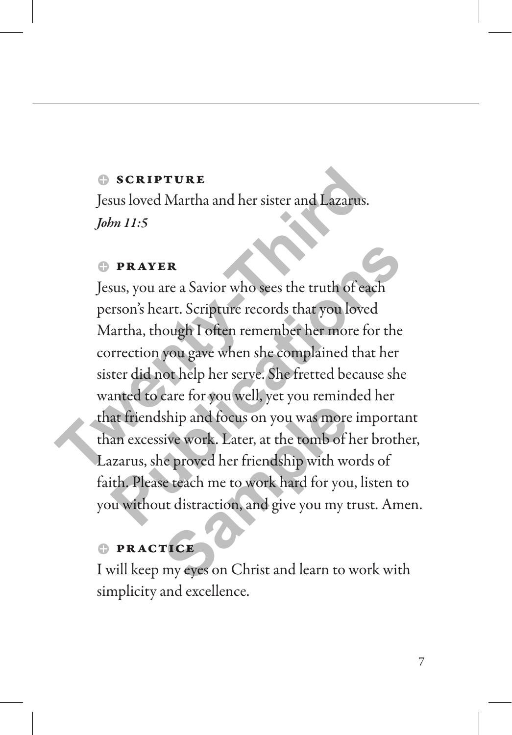### SCRIPTURE

Jesus loved Martha and her sister and Lazarus.
*John 11:5*

### PRAYER

Jesus, you are a Savior who sees the truth of each person's heart. Scripture records that you loved Martha, though I often remember her more for the correction you gave when she complained that her sister did not help her serve. She fretted because she wanted to care for you well, yet you reminded her that friendship and focus on you was more important than excessive work. Later, at the tomb of her brother, Lazarus, she proved her friendship with words of faith. Please teach me to work hard for you, listen to you without distraction, and give you my trust. Amen.

### PRACTICE

I will keep my eyes on Christ and learn to work with simplicity and excellence.